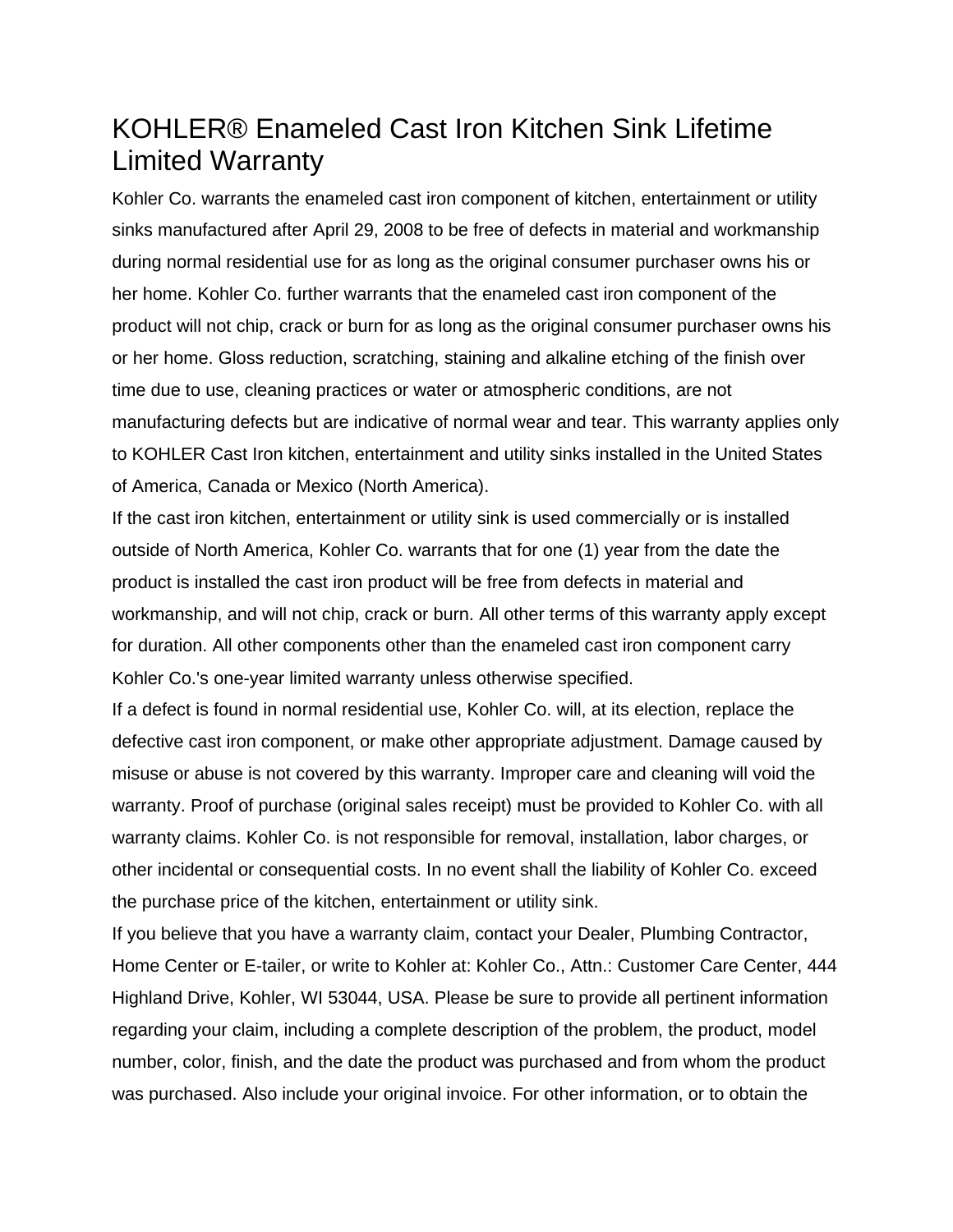# KOHLER® Enameled Cast Iron Kitchen Sink Lifetime Limited Warranty

Kohler Co. warrants the enameled cast iron component of kitchen, entertainment or utility sinks manufactured after April 29, 2008 to be free of defects in material and workmanship during normal residential use for as long as the original consumer purchaser owns his or her home. Kohler Co. further warrants that the enameled cast iron component of the product will not chip, crack or burn for as long as the original consumer purchaser owns his or her home. Gloss reduction, scratching, staining and alkaline etching of the finish over time due to use, cleaning practices or water or atmospheric conditions, are not manufacturing defects but are indicative of normal wear and tear. This warranty applies only to KOHLER Cast Iron kitchen, entertainment and utility sinks installed in the United States of America, Canada or Mexico (North America).

If the cast iron kitchen, entertainment or utility sink is used commercially or is installed outside of North America, Kohler Co. warrants that for one (1) year from the date the product is installed the cast iron product will be free from defects in material and workmanship, and will not chip, crack or burn. All other terms of this warranty apply except for duration. All other components other than the enameled cast iron component carry Kohler Co.'s one-year limited warranty unless otherwise specified.

If a defect is found in normal residential use, Kohler Co. will, at its election, replace the defective cast iron component, or make other appropriate adjustment. Damage caused by misuse or abuse is not covered by this warranty. Improper care and cleaning will void the warranty. Proof of purchase (original sales receipt) must be provided to Kohler Co. with all warranty claims. Kohler Co. is not responsible for removal, installation, labor charges, or other incidental or consequential costs. In no event shall the liability of Kohler Co. exceed the purchase price of the kitchen, entertainment or utility sink.

If you believe that you have a warranty claim, contact your Dealer, Plumbing Contractor, Home Center or E-tailer, or write to Kohler at: Kohler Co., Attn.: Customer Care Center, 444 Highland Drive, Kohler, WI 53044, USA. Please be sure to provide all pertinent information regarding your claim, including a complete description of the problem, the product, model number, color, finish, and the date the product was purchased and from whom the product was purchased. Also include your original invoice. For other information, or to obtain the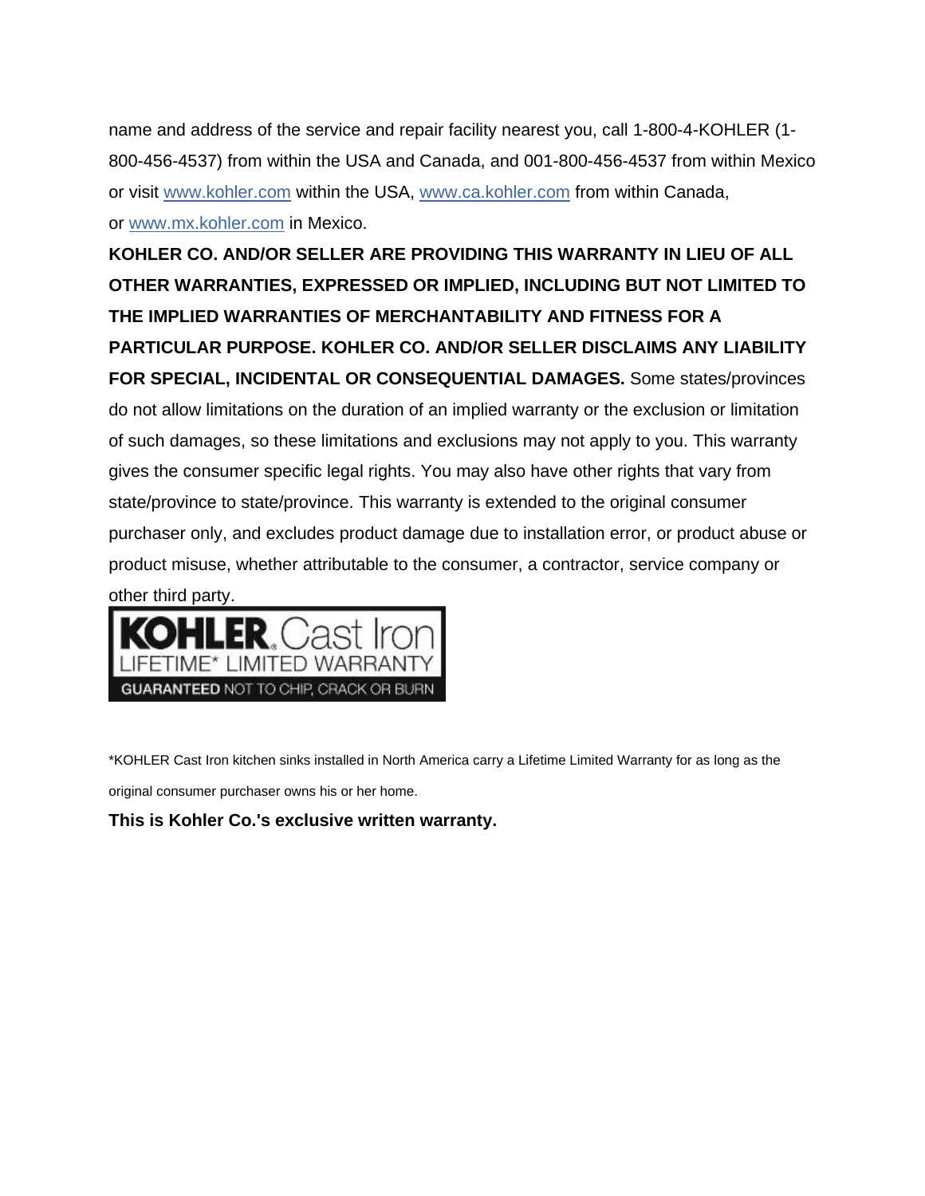name and address of the service and repair facility nearest you, call 1-800-4-KOHLER (1-800-456-4537) from within the USA and Canada, and 001-800-456-4537 from within Mexico or visit www.kohler.com within the USA, www.ca.kohler.com from within Canada, or www.mx.kohler.com in Mexico.

**KOHLER CO. AND/OR SELLER ARE PROVIDING THIS WARRANTY IN LIEU OF ALL OTHER WARRANTIES, EXPRESSED OR IMPLIED, INCLUDING BUT NOT LIMITED TO THE IMPLIED WARRANTIES OF MERCHANTABILITY AND FITNESS FOR A PARTICULAR PURPOSE. KOHLER CO. AND/OR SELLER DISCLAIMS ANY LIABILITY FOR SPECIAL, INCIDENTAL OR CONSEQUENTIAL DAMAGES.** Some states/provinces do not allow limitations on the duration of an implied warranty or the exclusion or limitation of such damages, so these limitations and exclusions may not apply to you. This warranty gives the consumer specific legal rights. You may also have other rights that vary from state/province to state/province. This warranty is extended to the original consumer purchaser only, and excludes product damage due to installation error, or product abuse or product misuse, whether attributable to the consumer, a contractor, service company or other third party.

KOHLER. Cast Iron
LIFETIME* LIMITED WARRANTY
GUARANTEED NOT TO CHIP, CRACK OR BURN

*KOHLER Cast Iron kitchen sinks installed in North America carry a Lifetime Limited Warranty for as long as the original consumer purchaser owns his or her home.

**This is Kohler Co.'s exclusive written warranty.**